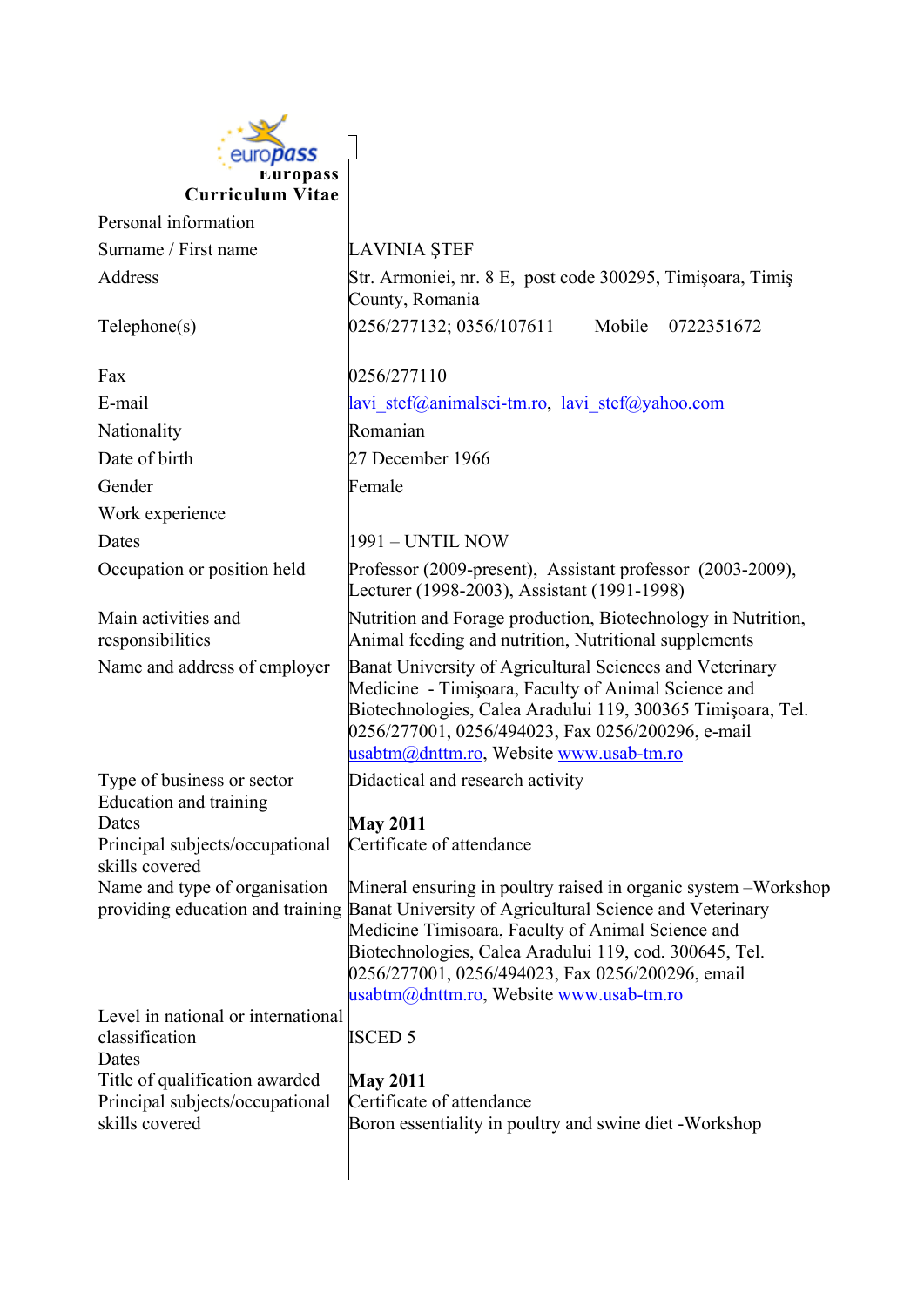# Europass Curriculum Vitae

## Personal information

| | |
|---|---|
| Surname / First name | LAVINIA ŞTEF |
| Address | Str. Armoniei, nr. 8 E, post code 300295, Timişoara, Timiş County, Romania |
| Telephone(s) | 0256/277132; 0356/107611 Mobile 0722351672 |
| Fax | 0256/277110 |
| E-mail | lavi_stef@animalsci-tm.ro, lavi_stef@yahoo.com |
| Nationality | Romanian |
| Date of birth | 27 December 1966 |
| Gender | Female |

## Work experience

| | |
|---|---|
| Dates | 1991 – UNTIL NOW |
| Occupation or position held | Professor (2009-present), Assistant professor (2003-2009), Lecturer (1998-2003), Assistant (1991-1998) |
| Main activities and responsibilities | Nutrition and Forage production, Biotechnology in Nutrition, Animal feeding and nutrition, Nutritional supplements |
| Name and address of employer | Banat University of Agricultural Sciences and Veterinary Medicine - Timişoara, Faculty of Animal Science and Biotechnologies, Calea Aradului 119, 300365 Timişoara, Tel. 0256/277001, 0256/494023, Fax 0256/200296, e-mail usabtm@dnttm.ro, Website www.usab-tm.ro |
| Type of business or sector | Didactical and research activity |

## Education and training

| | |
|---|---|
| Dates | **May 2011** |
| Principal subjects/occupational skills covered | Certificate of attendance |
| Name and type of organisation providing education and training | Mineral ensuring in poultry raised in organic system –Workshop Banat University of Agricultural Science and Veterinary Medicine Timisoara, Faculty of Animal Science and Biotechnologies, Calea Aradului 119, cod. 300645, Tel. 0256/277001, 0256/494023, Fax 0256/200296, email usabtm@dnttm.ro, Website www.usab-tm.ro |
| Level in national or international classification | ISCED 5 |
| Dates | **May 2011** |
| Title of qualification awarded | Certificate of attendance |
| Principal subjects/occupational skills covered | Boron essentiality in poultry and swine diet -Workshop |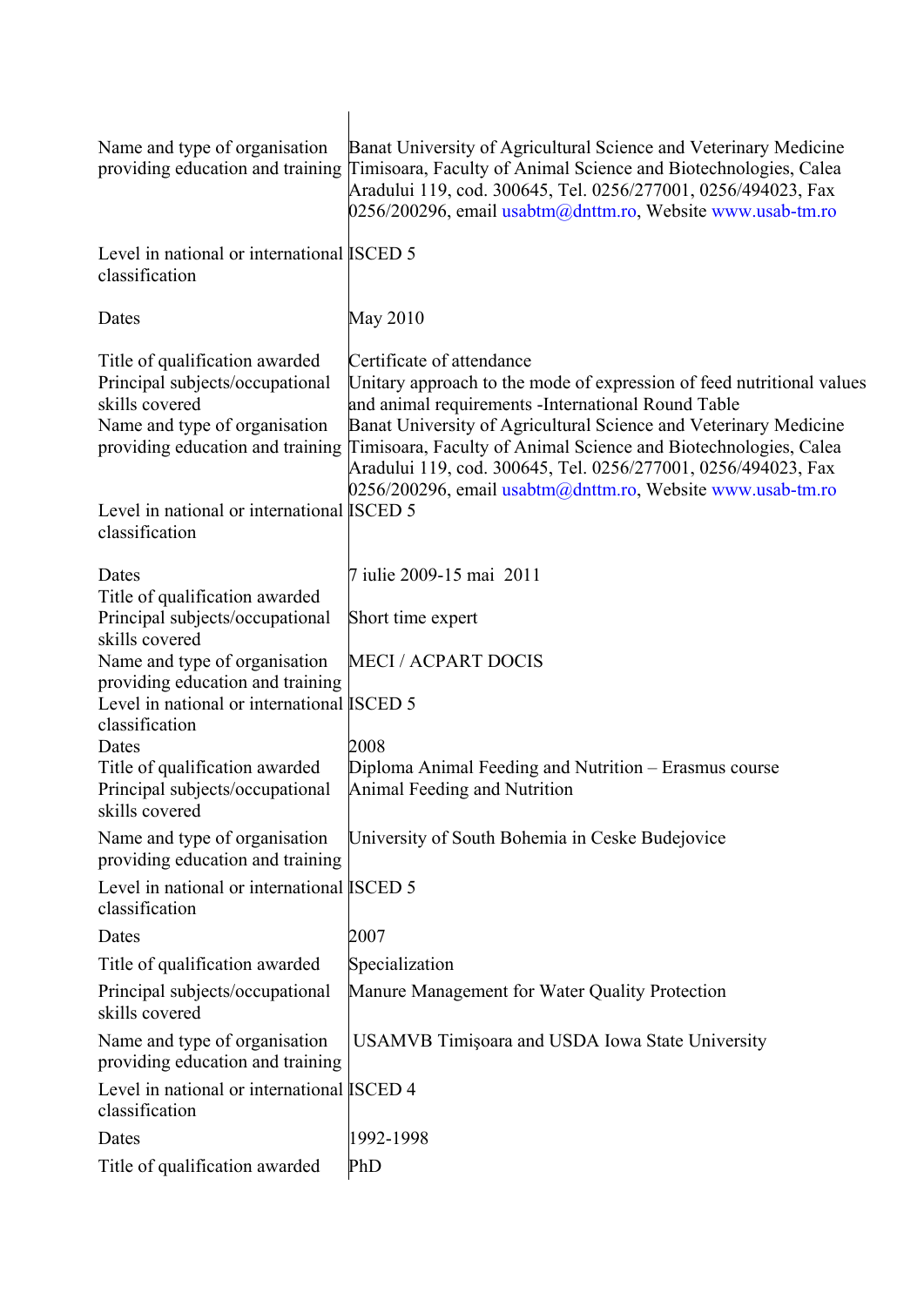| | |
|---|---|
| Name and type of organisation providing education and training | Banat University of Agricultural Science and Veterinary Medicine Timisoara, Faculty of Animal Science and Biotechnologies, Calea Aradului 119, cod. 300645, Tel. 0256/277001, 0256/494023, Fax 0256/200296, email usabtm@dnttm.ro, Website www.usab-tm.ro |
| Level in national or international classification | ISCED 5 |
| Dates | May 2010 |
| Title of qualification awarded | Certificate of attendance |
| Principal subjects/occupational skills covered | Unitary approach to the mode of expression of feed nutritional values and animal requirements -International Round Table |
| Name and type of organisation providing education and training | Banat University of Agricultural Science and Veterinary Medicine Timisoara, Faculty of Animal Science and Biotechnologies, Calea Aradului 119, cod. 300645, Tel. 0256/277001, 0256/494023, Fax 0256/200296, email usabtm@dnttm.ro, Website www.usab-tm.ro |
| Level in national or international classification | ISCED 5 |
| Dates | 7 iulie 2009-15 mai 2011 |
| Title of qualification awarded | |
| Principal subjects/occupational skills covered | Short time expert |
| Name and type of organisation providing education and training | MECI / ACPART DOCIS |
| Level in national or international classification | ISCED 5 |
| Dates | 2008 |
| Title of qualification awarded | Diploma Animal Feeding and Nutrition – Erasmus course |
| Principal subjects/occupational skills covered | Animal Feeding and Nutrition |
| Name and type of organisation providing education and training | University of South Bohemia in Ceske Budejovice |
| Level in national or international classification | ISCED 5 |
| Dates | 2007 |
| Title of qualification awarded | Specialization |
| Principal subjects/occupational skills covered | Manure Management for Water Quality Protection |
| Name and type of organisation providing education and training | USAMVB Timişoara and USDA Iowa State University |
| Level in national or international classification | ISCED 4 |
| Dates | 1992-1998 |
| Title of qualification awarded | PhD |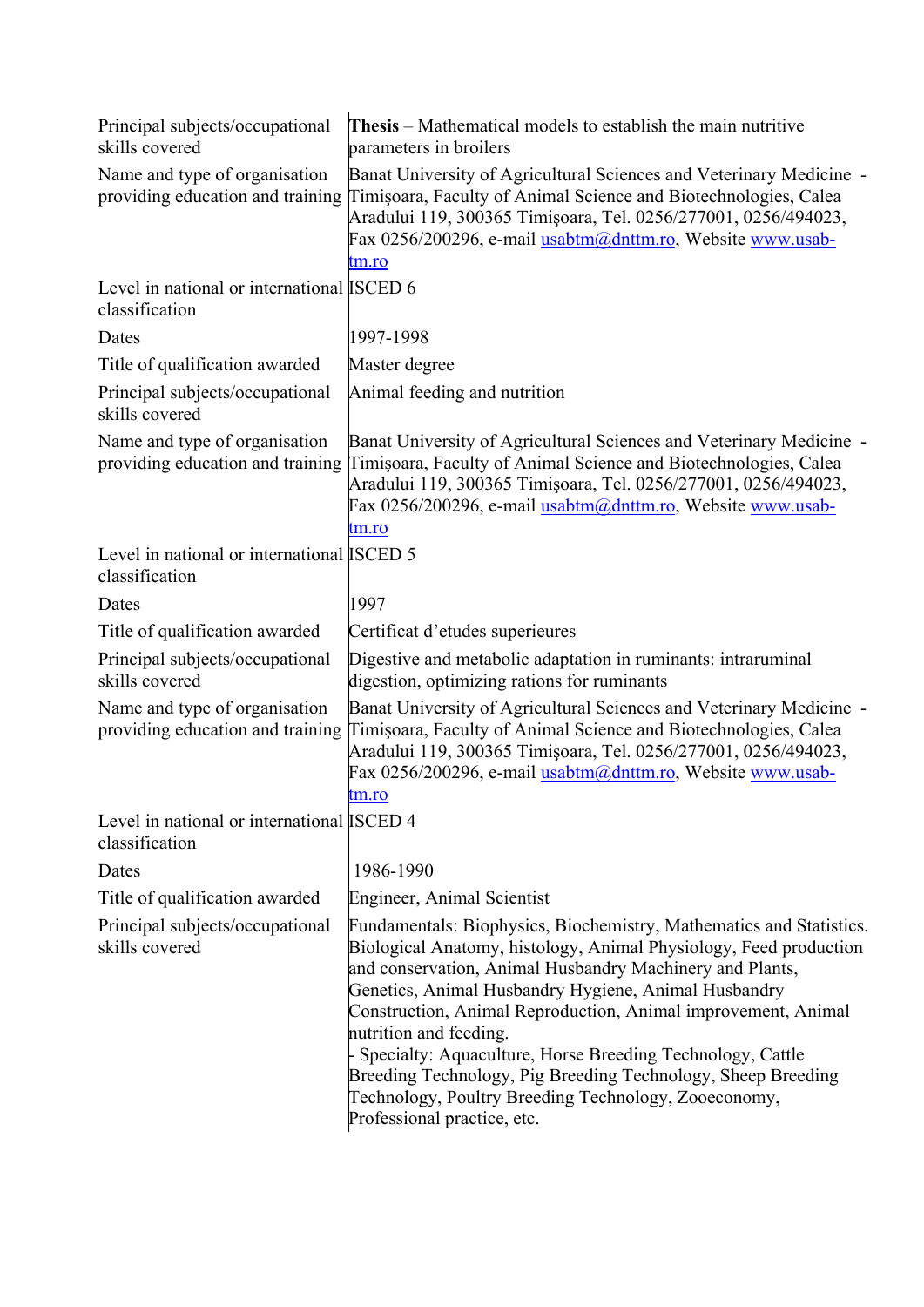| | |
|---|---|
| Principal subjects/occupational skills covered | **Thesis** – Mathematical models to establish the main nutritive parameters in broilers |
| Name and type of organisation providing education and training | Banat University of Agricultural Sciences and Veterinary Medicine - Timişoara, Faculty of Animal Science and Biotechnologies, Calea Aradului 119, 300365 Timişoara, Tel. 0256/277001, 0256/494023, Fax 0256/200296, e-mail usabtm@dnttm.ro, Website www.usab-tm.ro |
| Level in national or international classification | ISCED 6 |
| Dates | 1997-1998 |
| Title of qualification awarded | Master degree |
| Principal subjects/occupational skills covered | Animal feeding and nutrition |
| Name and type of organisation providing education and training | Banat University of Agricultural Sciences and Veterinary Medicine - Timişoara, Faculty of Animal Science and Biotechnologies, Calea Aradului 119, 300365 Timişoara, Tel. 0256/277001, 0256/494023, Fax 0256/200296, e-mail usabtm@dnttm.ro, Website www.usab-tm.ro |
| Level in national or international classification | ISCED 5 |
| Dates | 1997 |
| Title of qualification awarded | Certificat d'etudes superieures |
| Principal subjects/occupational skills covered | Digestive and metabolic adaptation in ruminants: intraruminal digestion, optimizing rations for ruminants |
| Name and type of organisation providing education and training | Banat University of Agricultural Sciences and Veterinary Medicine - Timişoara, Faculty of Animal Science and Biotechnologies, Calea Aradului 119, 300365 Timişoara, Tel. 0256/277001, 0256/494023, Fax 0256/200296, e-mail usabtm@dnttm.ro, Website www.usab-tm.ro |
| Level in national or international classification | ISCED 4 |
| Dates | 1986-1990 |
| Title of qualification awarded | Engineer, Animal Scientist |
| Principal subjects/occupational skills covered | Fundamentals: Biophysics, Biochemistry, Mathematics and Statistics. Biological Anatomy, histology, Animal Physiology, Feed production and conservation, Animal Husbandry Machinery and Plants, Genetics, Animal Husbandry Hygiene, Animal Husbandry Construction, Animal Reproduction, Animal improvement, Animal nutrition and feeding.<br>- Specialty: Aquaculture, Horse Breeding Technology, Cattle Breeding Technology, Pig Breeding Technology, Sheep Breeding Technology, Poultry Breeding Technology, Zooeconomy, Professional practice, etc. |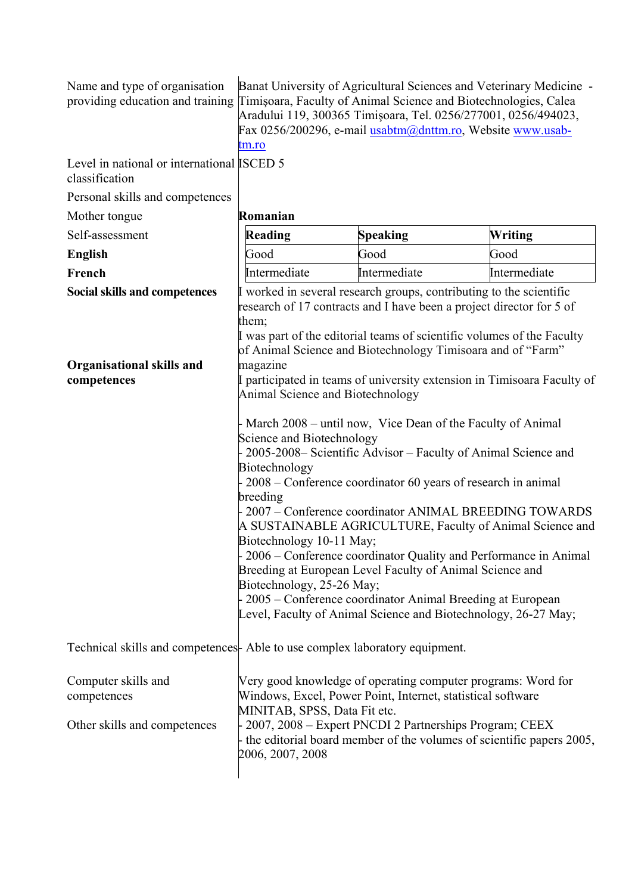| | |
|---|---|
| Name and type of organisation providing education and training | Banat University of Agricultural Sciences and Veterinary Medicine - Timişoara, Faculty of Animal Science and Biotechnologies, Calea Aradului 119, 300365 Timişoara, Tel. 0256/277001, 0256/494023, Fax 0256/200296, e-mail usabtm@dnttm.ro, Website www.usab-tm.ro |
| Level in national or international classification | ISCED 5 |

Personal skills and competences

Mother tongue **Romanian**

| Self-assessment | **Reading** | **Speaking** | **Writing** |
|---|---|---|---|
| **English** | Good | Good | Good |
| **French** | Intermediate | Intermediate | Intermediate |

**Social skills and competences**

I worked in several research groups, contributing to the scientific research of 17 contracts and I have been a project director for 5 of them;
I was part of the editorial teams of scientific volumes of the Faculty of Animal Science and Biotechnology Timisoara and of "Farm" magazine
I participated in teams of university extension in Timisoara Faculty of Animal Science and Biotechnology

**Organisational skills and competences**

- March 2008 – until now, Vice Dean of the Faculty of Animal Science and Biotechnology
- 2005-2008– Scientific Advisor – Faculty of Animal Science and Biotechnology
- 2008 – Conference coordinator 60 years of research in animal breeding
- 2007 – Conference coordinator ANIMAL BREEDING TOWARDS A SUSTAINABLE AGRICULTURE, Faculty of Animal Science and Biotechnology 10-11 May;
- 2006 – Conference coordinator Quality and Performance in Animal Breeding at European Level Faculty of Animal Science and Biotechnology, 25-26 May;
- 2005 – Conference coordinator Animal Breeding at European Level, Faculty of Animal Science and Biotechnology, 26-27 May;

Technical skills and competences

- Able to use complex laboratory equipment.

Computer skills and competences

Very good knowledge of operating computer programs: Word for Windows, Excel, Power Point, Internet, statistical software MINITAB, SPSS, Data Fit etc.

Other skills and competences

- 2007, 2008 – Expert PNCDI 2 Partnerships Program; CEEX
- the editorial board member of the volumes of scientific papers 2005, 2006, 2007, 2008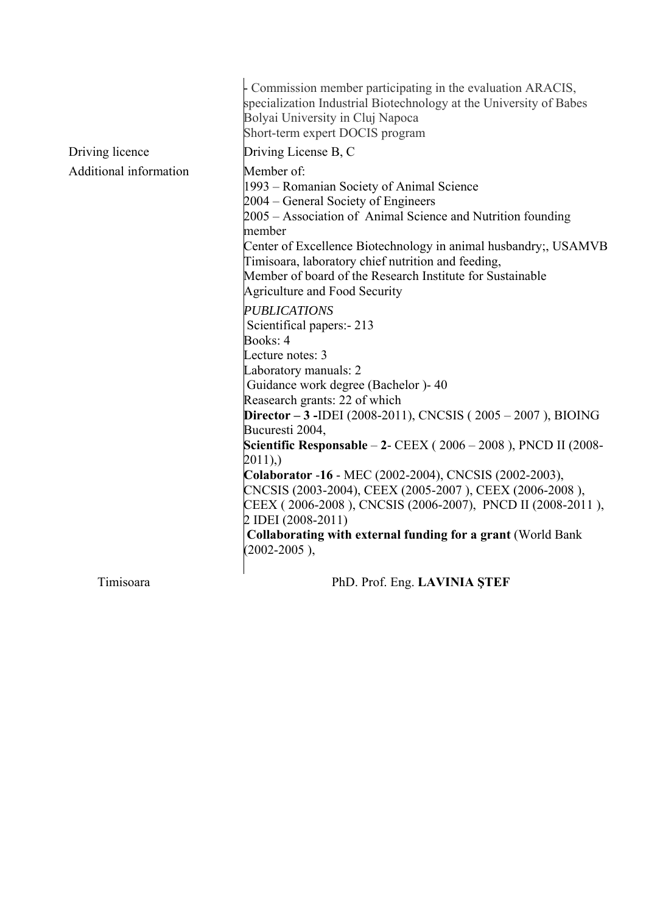- Commission member participating in the evaluation ARACIS, specialization Industrial Biotechnology at the University of Babes Bolyai University in Cluj Napoca
Short-term expert DOCIS program

**Driving licence**
Driving License B, C

**Additional information**
Member of:
1993 – Romanian Society of Animal Science
2004 – General Society of Engineers
2005 – Association of Animal Science and Nutrition founding member
Center of Excellence Biotechnology in animal husbandry;, USAMVB Timisoara, laboratory chief nutrition and feeding,
Member of board of the Research Institute for Sustainable Agriculture and Food Security

*PUBLICATIONS*
Scientifical papers:- 213
Books: 4
Lecture notes: 3
Laboratory manuals: 2
Guidance work degree (Bachelor )- 40
Reasearch grants: 22 of which
**Director – 3 -**IDEI (2008-2011), CNCSIS ( 2005 – 2007 ), BIOING Bucuresti 2004,
**Scientific Responsable** – **2**- CEEX ( 2006 – 2008 ), PNCD II (2008-2011),)
**Colaborator** -**16** - MEC (2002-2004), CNCSIS (2002-2003), CNCSIS (2003-2004), CEEX (2005-2007 ), CEEX (2006-2008 ), CEEX ( 2006-2008 ), CNCSIS (2006-2007), PNCD II (2008-2011 ), 2 IDEI (2008-2011)
**Collaborating with external funding for a grant** (World Bank (2002-2005 ),

Timisoara

PhD. Prof. Eng. **LAVINIA ŞTEF**